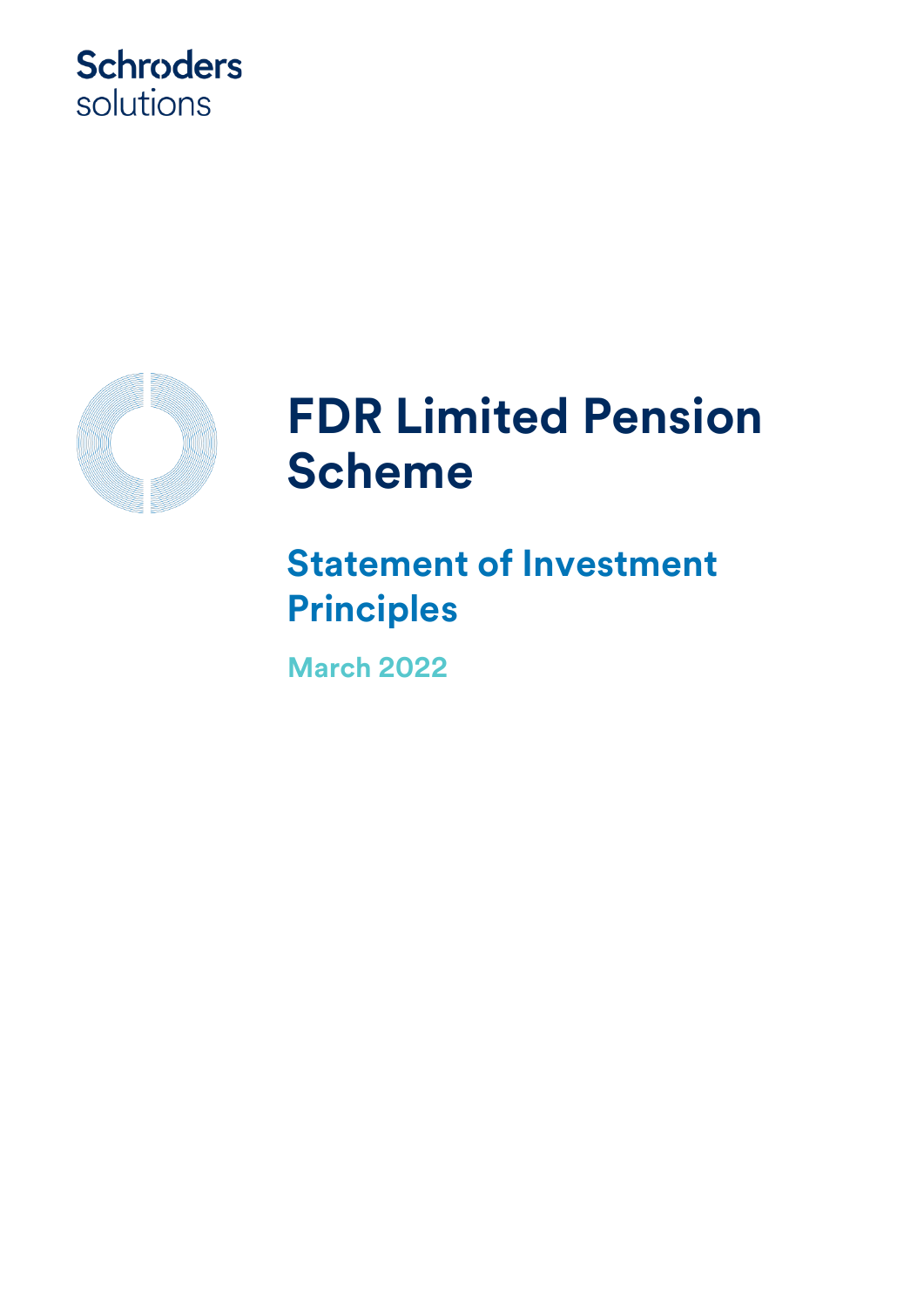Schroders solutions

# FDR Limited Pension Scheme

## Statement of Investment Principles

March 2022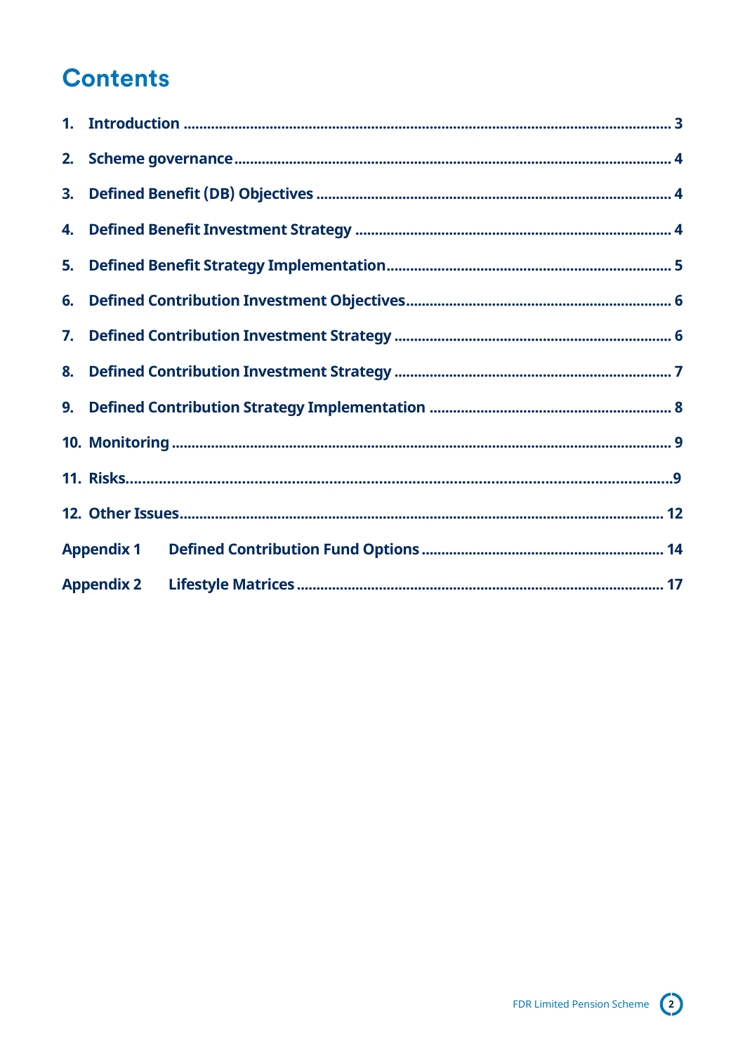# Contents

1. Introduction ........................................................................................................................ 3
2. Scheme governance ............................................................................................................ 4
3. Defined Benefit (DB) Objectives ......................................................................................... 4
4. Defined Benefit Investment Strategy ................................................................................. 4
5. Defined Benefit Strategy Implementation .......................................................................... 5
6. Defined Contribution Investment Objectives ...................................................................... 6
7. Defined Contribution Investment Strategy ........................................................................ 6
8. Defined Contribution Investment Strategy ........................................................................ 7
9. Defined Contribution Strategy Implementation ................................................................ 8
10. Monitoring .......................................................................................................................... 9
11. Risks .................................................................................................................................... 9
12. Other Issues ....................................................................................................................... 12

Appendix 1 Defined Contribution Fund Options ................................................................... 14

Appendix 2 Lifestyle Matrices .............................................................................................. 17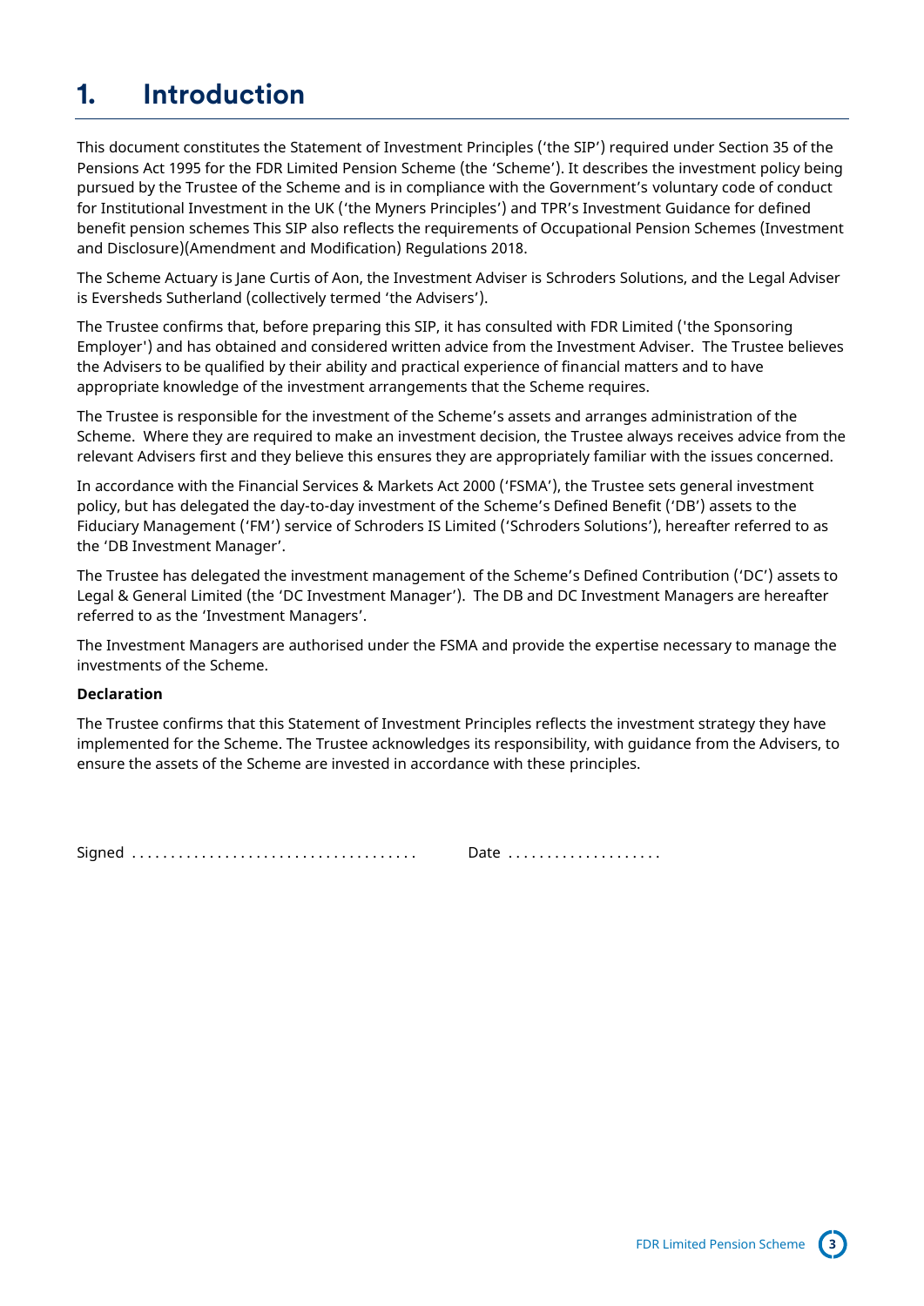# 1. Introduction

This document constitutes the Statement of Investment Principles ('the SIP') required under Section 35 of the Pensions Act 1995 for the FDR Limited Pension Scheme (the 'Scheme'). It describes the investment policy being pursued by the Trustee of the Scheme and is in compliance with the Government's voluntary code of conduct for Institutional Investment in the UK ('the Myners Principles') and TPR's Investment Guidance for defined benefit pension schemes This SIP also reflects the requirements of Occupational Pension Schemes (Investment and Disclosure)(Amendment and Modification) Regulations 2018.

The Scheme Actuary is Jane Curtis of Aon, the Investment Adviser is Schroders Solutions, and the Legal Adviser is Eversheds Sutherland (collectively termed 'the Advisers').

The Trustee confirms that, before preparing this SIP, it has consulted with FDR Limited ('the Sponsoring Employer') and has obtained and considered written advice from the Investment Adviser. The Trustee believes the Advisers to be qualified by their ability and practical experience of financial matters and to have appropriate knowledge of the investment arrangements that the Scheme requires.

The Trustee is responsible for the investment of the Scheme's assets and arranges administration of the Scheme. Where they are required to make an investment decision, the Trustee always receives advice from the relevant Advisers first and they believe this ensures they are appropriately familiar with the issues concerned.

In accordance with the Financial Services & Markets Act 2000 ('FSMA'), the Trustee sets general investment policy, but has delegated the day-to-day investment of the Scheme's Defined Benefit ('DB') assets to the Fiduciary Management ('FM') service of Schroders IS Limited ('Schroders Solutions'), hereafter referred to as the 'DB Investment Manager'.

The Trustee has delegated the investment management of the Scheme's Defined Contribution ('DC') assets to Legal & General Limited (the 'DC Investment Manager'). The DB and DC Investment Managers are hereafter referred to as the 'Investment Managers'.

The Investment Managers are authorised under the FSMA and provide the expertise necessary to manage the investments of the Scheme.

**Declaration**

The Trustee confirms that this Statement of Investment Principles reflects the investment strategy they have implemented for the Scheme. The Trustee acknowledges its responsibility, with guidance from the Advisers, to ensure the assets of the Scheme are invested in accordance with these principles.

Signed .................................... Date ....................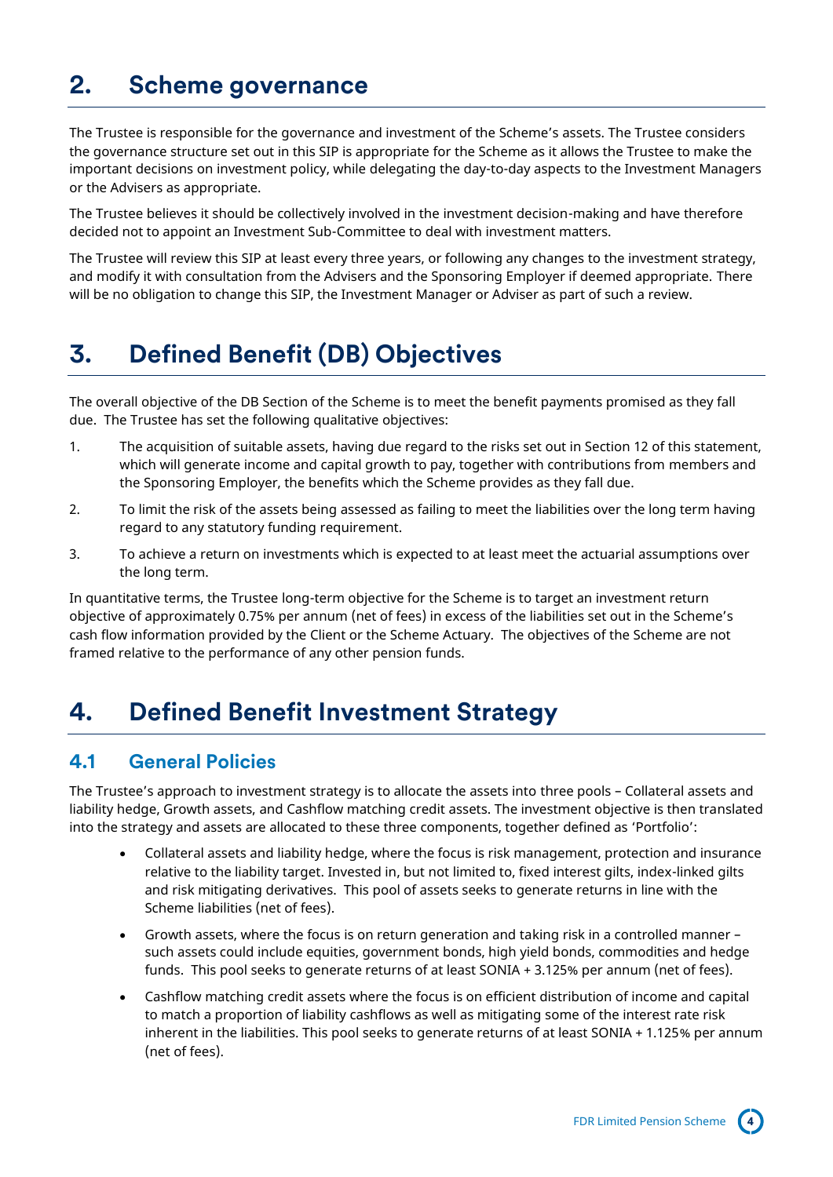# 2. Scheme governance

The Trustee is responsible for the governance and investment of the Scheme's assets. The Trustee considers the governance structure set out in this SIP is appropriate for the Scheme as it allows the Trustee to make the important decisions on investment policy, while delegating the day-to-day aspects to the Investment Managers or the Advisers as appropriate.

The Trustee believes it should be collectively involved in the investment decision-making and have therefore decided not to appoint an Investment Sub-Committee to deal with investment matters.

The Trustee will review this SIP at least every three years, or following any changes to the investment strategy, and modify it with consultation from the Advisers and the Sponsoring Employer if deemed appropriate. There will be no obligation to change this SIP, the Investment Manager or Adviser as part of such a review.

# 3. Defined Benefit (DB) Objectives

The overall objective of the DB Section of the Scheme is to meet the benefit payments promised as they fall due. The Trustee has set the following qualitative objectives:

1. The acquisition of suitable assets, having due regard to the risks set out in Section 12 of this statement, which will generate income and capital growth to pay, together with contributions from members and the Sponsoring Employer, the benefits which the Scheme provides as they fall due.
2. To limit the risk of the assets being assessed as failing to meet the liabilities over the long term having regard to any statutory funding requirement.
3. To achieve a return on investments which is expected to at least meet the actuarial assumptions over the long term.

In quantitative terms, the Trustee long-term objective for the Scheme is to target an investment return objective of approximately 0.75% per annum (net of fees) in excess of the liabilities set out in the Scheme's cash flow information provided by the Client or the Scheme Actuary. The objectives of the Scheme are not framed relative to the performance of any other pension funds.

# 4. Defined Benefit Investment Strategy

## 4.1 General Policies

The Trustee's approach to investment strategy is to allocate the assets into three pools – Collateral assets and liability hedge, Growth assets, and Cashflow matching credit assets. The investment objective is then translated into the strategy and assets are allocated to these three components, together defined as 'Portfolio':

- Collateral assets and liability hedge, where the focus is risk management, protection and insurance relative to the liability target. Invested in, but not limited to, fixed interest gilts, index-linked gilts and risk mitigating derivatives. This pool of assets seeks to generate returns in line with the Scheme liabilities (net of fees).
- Growth assets, where the focus is on return generation and taking risk in a controlled manner – such assets could include equities, government bonds, high yield bonds, commodities and hedge funds. This pool seeks to generate returns of at least SONIA + 3.125% per annum (net of fees).
- Cashflow matching credit assets where the focus is on efficient distribution of income and capital to match a proportion of liability cashflows as well as mitigating some of the interest rate risk inherent in the liabilities. This pool seeks to generate returns of at least SONIA + 1.125% per annum (net of fees).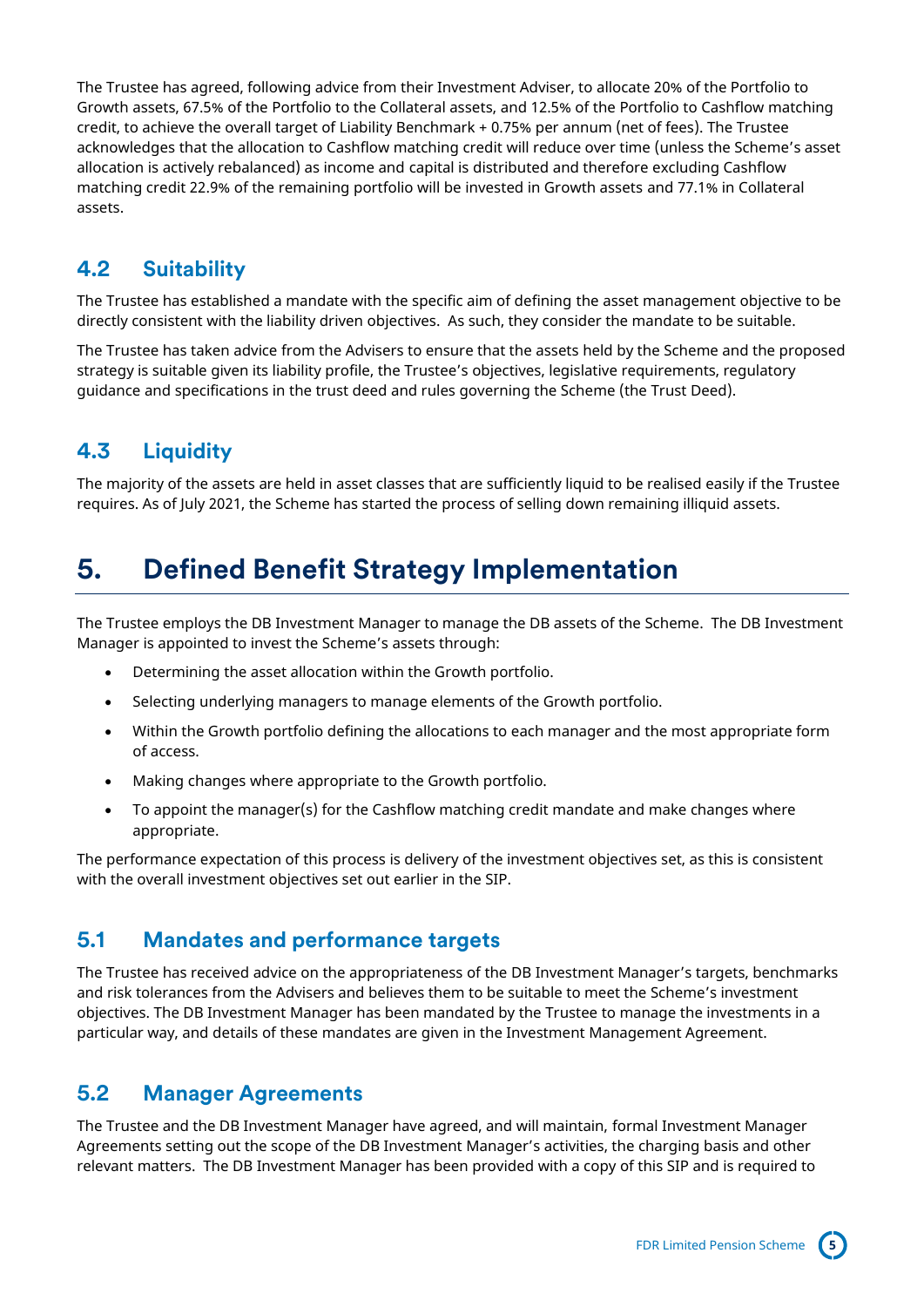The Trustee has agreed, following advice from their Investment Adviser, to allocate 20% of the Portfolio to Growth assets, 67.5% of the Portfolio to the Collateral assets, and 12.5% of the Portfolio to Cashflow matching credit, to achieve the overall target of Liability Benchmark + 0.75% per annum (net of fees). The Trustee acknowledges that the allocation to Cashflow matching credit will reduce over time (unless the Scheme's asset allocation is actively rebalanced) as income and capital is distributed and therefore excluding Cashflow matching credit 22.9% of the remaining portfolio will be invested in Growth assets and 77.1% in Collateral assets.

## 4.2 Suitability

The Trustee has established a mandate with the specific aim of defining the asset management objective to be directly consistent with the liability driven objectives. As such, they consider the mandate to be suitable.

The Trustee has taken advice from the Advisers to ensure that the assets held by the Scheme and the proposed strategy is suitable given its liability profile, the Trustee's objectives, legislative requirements, regulatory guidance and specifications in the trust deed and rules governing the Scheme (the Trust Deed).

## 4.3 Liquidity

The majority of the assets are held in asset classes that are sufficiently liquid to be realised easily if the Trustee requires. As of July 2021, the Scheme has started the process of selling down remaining illiquid assets.

# 5. Defined Benefit Strategy Implementation

The Trustee employs the DB Investment Manager to manage the DB assets of the Scheme. The DB Investment Manager is appointed to invest the Scheme's assets through:

- Determining the asset allocation within the Growth portfolio.
- Selecting underlying managers to manage elements of the Growth portfolio.
- Within the Growth portfolio defining the allocations to each manager and the most appropriate form of access.
- Making changes where appropriate to the Growth portfolio.
- To appoint the manager(s) for the Cashflow matching credit mandate and make changes where appropriate.

The performance expectation of this process is delivery of the investment objectives set, as this is consistent with the overall investment objectives set out earlier in the SIP.

## 5.1 Mandates and performance targets

The Trustee has received advice on the appropriateness of the DB Investment Manager's targets, benchmarks and risk tolerances from the Advisers and believes them to be suitable to meet the Scheme's investment objectives. The DB Investment Manager has been mandated by the Trustee to manage the investments in a particular way, and details of these mandates are given in the Investment Management Agreement.

## 5.2 Manager Agreements

The Trustee and the DB Investment Manager have agreed, and will maintain, formal Investment Manager Agreements setting out the scope of the DB Investment Manager's activities, the charging basis and other relevant matters. The DB Investment Manager has been provided with a copy of this SIP and is required to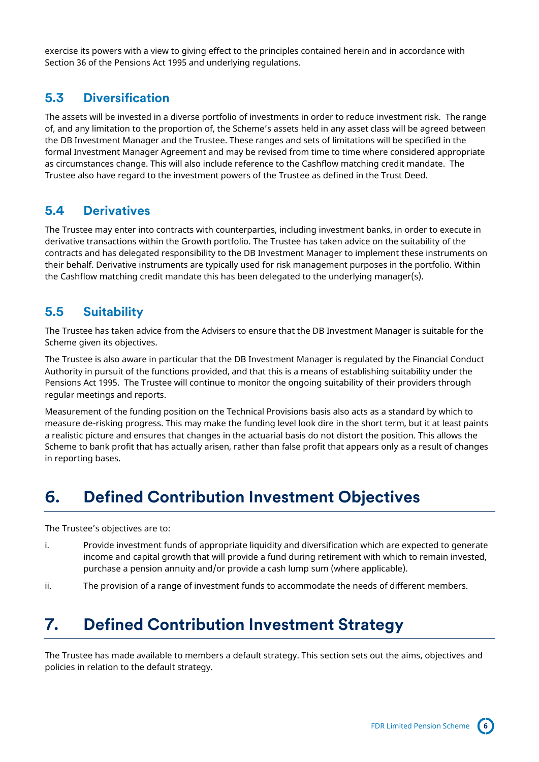exercise its powers with a view to giving effect to the principles contained herein and in accordance with Section 36 of the Pensions Act 1995 and underlying regulations.

## 5.3 Diversification

The assets will be invested in a diverse portfolio of investments in order to reduce investment risk. The range of, and any limitation to the proportion of, the Scheme's assets held in any asset class will be agreed between the DB Investment Manager and the Trustee. These ranges and sets of limitations will be specified in the formal Investment Manager Agreement and may be revised from time to time where considered appropriate as circumstances change. This will also include reference to the Cashflow matching credit mandate. The Trustee also have regard to the investment powers of the Trustee as defined in the Trust Deed.

## 5.4 Derivatives

The Trustee may enter into contracts with counterparties, including investment banks, in order to execute in derivative transactions within the Growth portfolio. The Trustee has taken advice on the suitability of the contracts and has delegated responsibility to the DB Investment Manager to implement these instruments on their behalf. Derivative instruments are typically used for risk management purposes in the portfolio. Within the Cashflow matching credit mandate this has been delegated to the underlying manager(s).

## 5.5 Suitability

The Trustee has taken advice from the Advisers to ensure that the DB Investment Manager is suitable for the Scheme given its objectives.

The Trustee is also aware in particular that the DB Investment Manager is regulated by the Financial Conduct Authority in pursuit of the functions provided, and that this is a means of establishing suitability under the Pensions Act 1995. The Trustee will continue to monitor the ongoing suitability of their providers through regular meetings and reports.

Measurement of the funding position on the Technical Provisions basis also acts as a standard by which to measure de-risking progress. This may make the funding level look dire in the short term, but it at least paints a realistic picture and ensures that changes in the actuarial basis do not distort the position. This allows the Scheme to bank profit that has actually arisen, rather than false profit that appears only as a result of changes in reporting bases.

# 6. Defined Contribution Investment Objectives

The Trustee's objectives are to:

i. Provide investment funds of appropriate liquidity and diversification which are expected to generate income and capital growth that will provide a fund during retirement with which to remain invested, purchase a pension annuity and/or provide a cash lump sum (where applicable).

ii. The provision of a range of investment funds to accommodate the needs of different members.

# 7. Defined Contribution Investment Strategy

The Trustee has made available to members a default strategy. This section sets out the aims, objectives and policies in relation to the default strategy.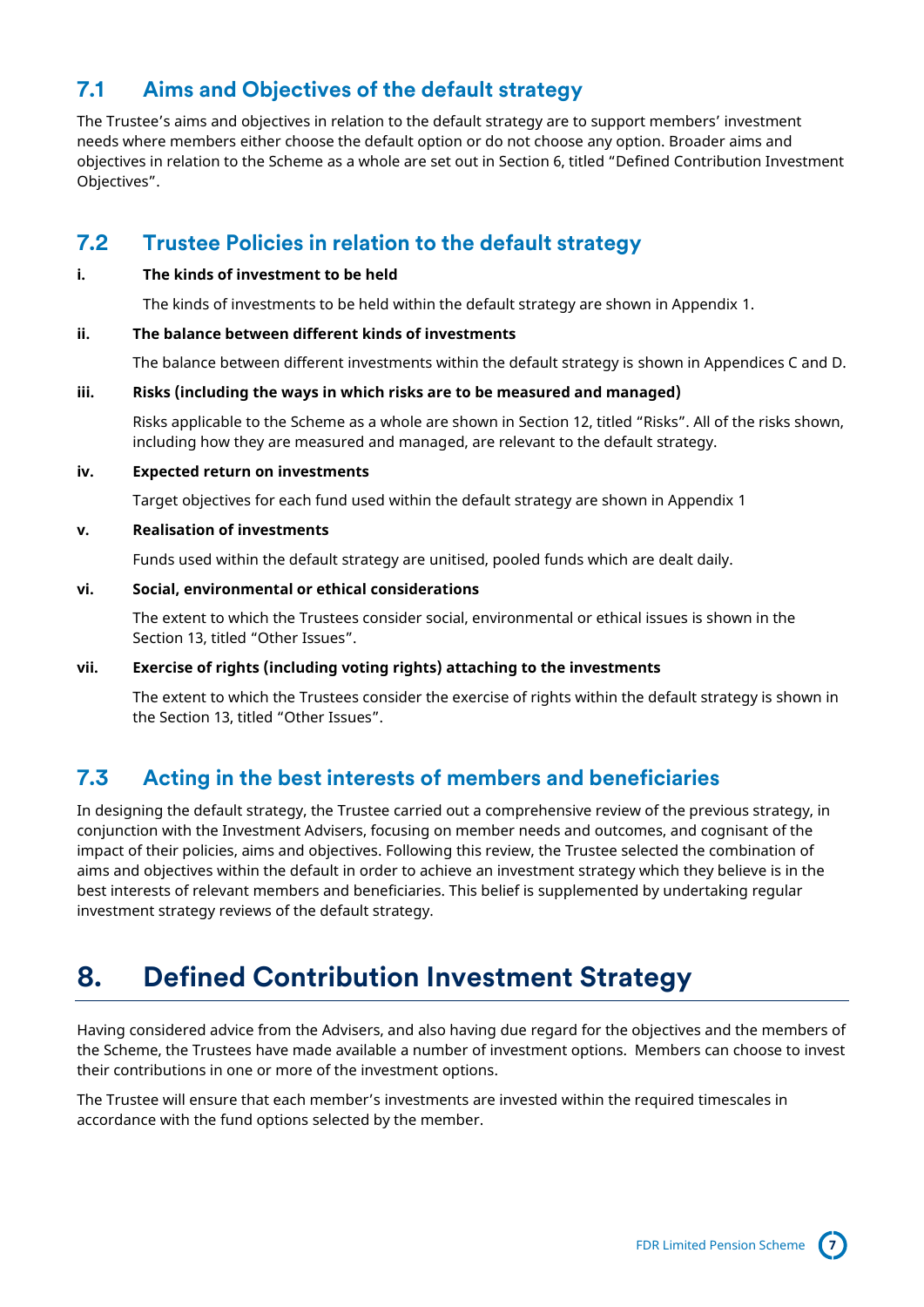## 7.1 Aims and Objectives of the default strategy

The Trustee's aims and objectives in relation to the default strategy are to support members' investment needs where members either choose the default option or do not choose any option. Broader aims and objectives in relation to the Scheme as a whole are set out in Section 6, titled "Defined Contribution Investment Objectives".

## 7.2 Trustee Policies in relation to the default strategy

**i. The kinds of investment to be held**

The kinds of investments to be held within the default strategy are shown in Appendix 1.

**ii. The balance between different kinds of investments**

The balance between different investments within the default strategy is shown in Appendices C and D.

**iii. Risks (including the ways in which risks are to be measured and managed)**

Risks applicable to the Scheme as a whole are shown in Section 12, titled "Risks". All of the risks shown, including how they are measured and managed, are relevant to the default strategy.

**iv. Expected return on investments**

Target objectives for each fund used within the default strategy are shown in Appendix 1

**v. Realisation of investments**

Funds used within the default strategy are unitised, pooled funds which are dealt daily.

**vi. Social, environmental or ethical considerations**

The extent to which the Trustees consider social, environmental or ethical issues is shown in the Section 13, titled "Other Issues".

**vii. Exercise of rights (including voting rights) attaching to the investments**

The extent to which the Trustees consider the exercise of rights within the default strategy is shown in the Section 13, titled "Other Issues".

## 7.3 Acting in the best interests of members and beneficiaries

In designing the default strategy, the Trustee carried out a comprehensive review of the previous strategy, in conjunction with the Investment Advisers, focusing on member needs and outcomes, and cognisant of the impact of their policies, aims and objectives. Following this review, the Trustee selected the combination of aims and objectives within the default in order to achieve an investment strategy which they believe is in the best interests of relevant members and beneficiaries. This belief is supplemented by undertaking regular investment strategy reviews of the default strategy.

# 8. Defined Contribution Investment Strategy

Having considered advice from the Advisers, and also having due regard for the objectives and the members of the Scheme, the Trustees have made available a number of investment options. Members can choose to invest their contributions in one or more of the investment options.

The Trustee will ensure that each member's investments are invested within the required timescales in accordance with the fund options selected by the member.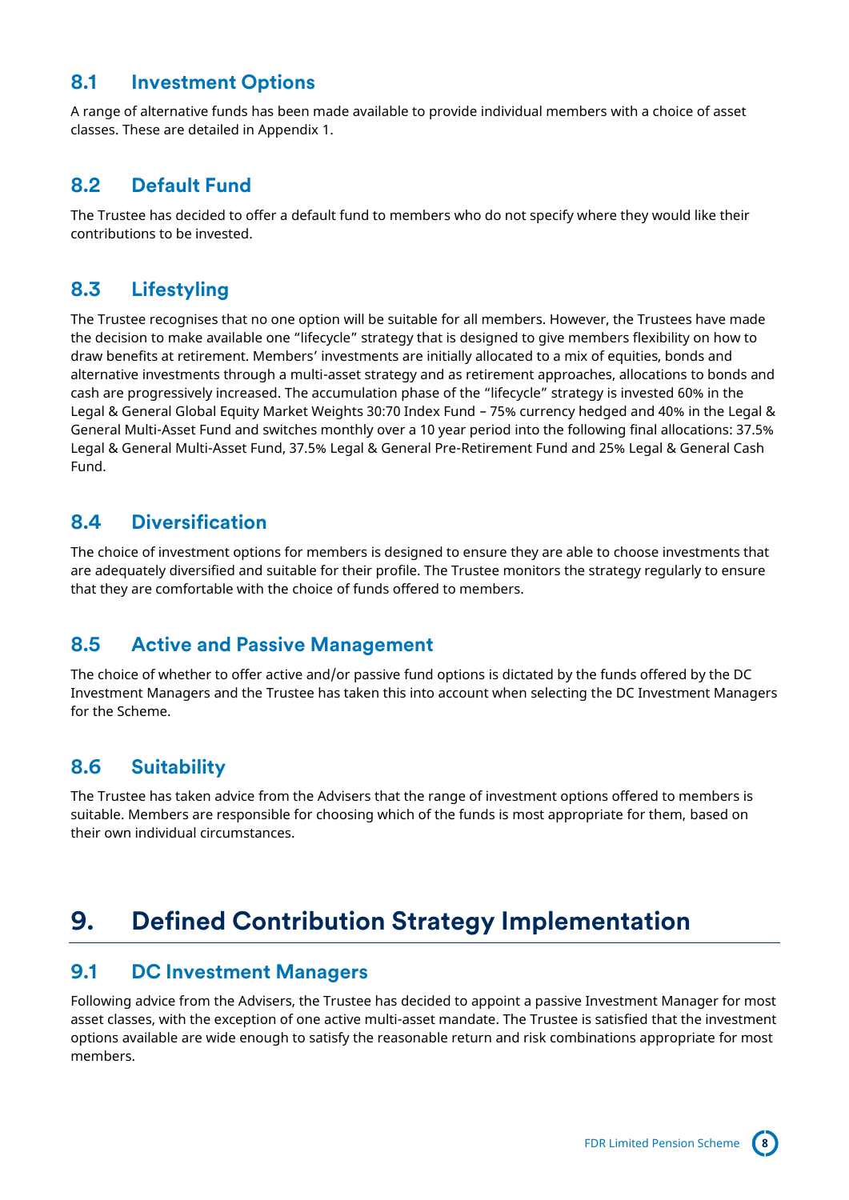## 8.1 Investment Options

A range of alternative funds has been made available to provide individual members with a choice of asset classes. These are detailed in Appendix 1.

## 8.2 Default Fund

The Trustee has decided to offer a default fund to members who do not specify where they would like their contributions to be invested.

## 8.3 Lifestyling

The Trustee recognises that no one option will be suitable for all members. However, the Trustees have made the decision to make available one "lifecycle" strategy that is designed to give members flexibility on how to draw benefits at retirement. Members' investments are initially allocated to a mix of equities, bonds and alternative investments through a multi-asset strategy and as retirement approaches, allocations to bonds and cash are progressively increased. The accumulation phase of the "lifecycle" strategy is invested 60% in the Legal & General Global Equity Market Weights 30:70 Index Fund – 75% currency hedged and 40% in the Legal & General Multi-Asset Fund and switches monthly over a 10 year period into the following final allocations: 37.5% Legal & General Multi-Asset Fund, 37.5% Legal & General Pre-Retirement Fund and 25% Legal & General Cash Fund.

## 8.4 Diversification

The choice of investment options for members is designed to ensure they are able to choose investments that are adequately diversified and suitable for their profile. The Trustee monitors the strategy regularly to ensure that they are comfortable with the choice of funds offered to members.

## 8.5 Active and Passive Management

The choice of whether to offer active and/or passive fund options is dictated by the funds offered by the DC Investment Managers and the Trustee has taken this into account when selecting the DC Investment Managers for the Scheme.

## 8.6 Suitability

The Trustee has taken advice from the Advisers that the range of investment options offered to members is suitable. Members are responsible for choosing which of the funds is most appropriate for them, based on their own individual circumstances.

# 9. Defined Contribution Strategy Implementation

## 9.1 DC Investment Managers

Following advice from the Advisers, the Trustee has decided to appoint a passive Investment Manager for most asset classes, with the exception of one active multi-asset mandate. The Trustee is satisfied that the investment options available are wide enough to satisfy the reasonable return and risk combinations appropriate for most members.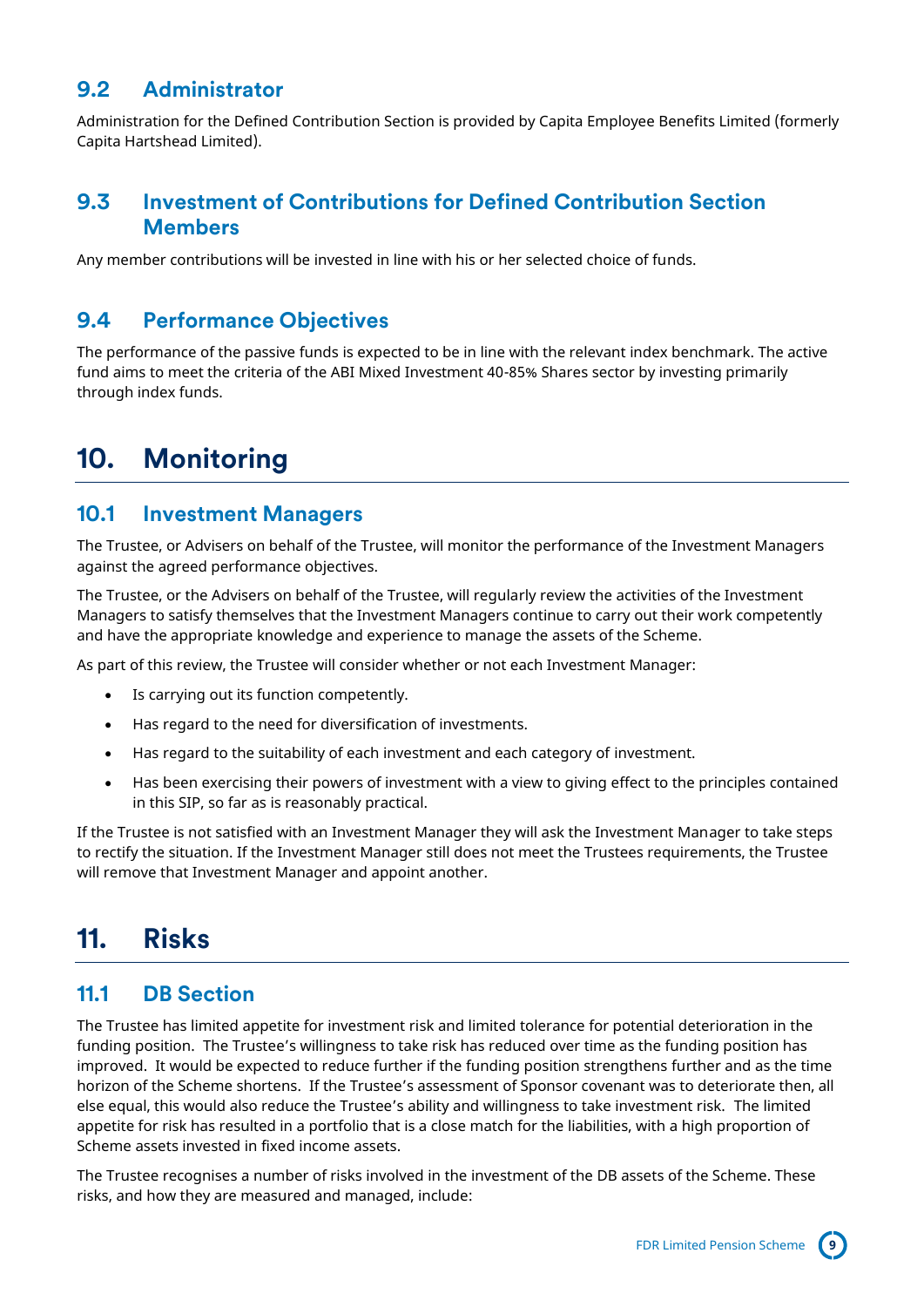### 9.2 Administrator

Administration for the Defined Contribution Section is provided by Capita Employee Benefits Limited (formerly Capita Hartshead Limited).

### 9.3 Investment of Contributions for Defined Contribution Section Members

Any member contributions will be invested in line with his or her selected choice of funds.

### 9.4 Performance Objectives

The performance of the passive funds is expected to be in line with the relevant index benchmark. The active fund aims to meet the criteria of the ABI Mixed Investment 40-85% Shares sector by investing primarily through index funds.

## 10. Monitoring

### 10.1 Investment Managers

The Trustee, or Advisers on behalf of the Trustee, will monitor the performance of the Investment Managers against the agreed performance objectives.

The Trustee, or the Advisers on behalf of the Trustee, will regularly review the activities of the Investment Managers to satisfy themselves that the Investment Managers continue to carry out their work competently and have the appropriate knowledge and experience to manage the assets of the Scheme.

As part of this review, the Trustee will consider whether or not each Investment Manager:

- Is carrying out its function competently.
- Has regard to the need for diversification of investments.
- Has regard to the suitability of each investment and each category of investment.
- Has been exercising their powers of investment with a view to giving effect to the principles contained in this SIP, so far as is reasonably practical.

If the Trustee is not satisfied with an Investment Manager they will ask the Investment Manager to take steps to rectify the situation. If the Investment Manager still does not meet the Trustees requirements, the Trustee will remove that Investment Manager and appoint another.

## 11. Risks

### 11.1 DB Section

The Trustee has limited appetite for investment risk and limited tolerance for potential deterioration in the funding position. The Trustee's willingness to take risk has reduced over time as the funding position has improved. It would be expected to reduce further if the funding position strengthens further and as the time horizon of the Scheme shortens. If the Trustee's assessment of Sponsor covenant was to deteriorate then, all else equal, this would also reduce the Trustee's ability and willingness to take investment risk. The limited appetite for risk has resulted in a portfolio that is a close match for the liabilities, with a high proportion of Scheme assets invested in fixed income assets.

The Trustee recognises a number of risks involved in the investment of the DB assets of the Scheme. These risks, and how they are measured and managed, include: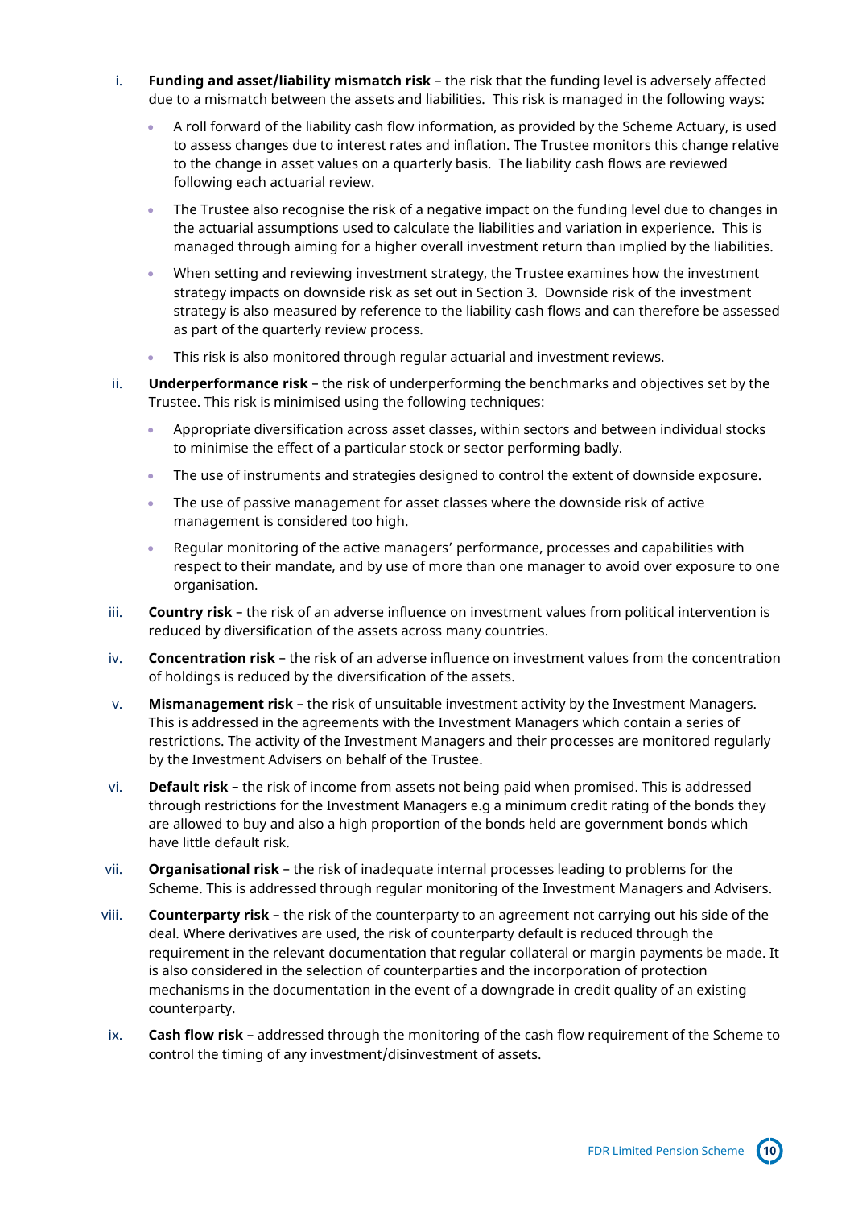i. **Funding and asset/liability mismatch risk** – the risk that the funding level is adversely affected due to a mismatch between the assets and liabilities. This risk is managed in the following ways:

   - A roll forward of the liability cash flow information, as provided by the Scheme Actuary, is used to assess changes due to interest rates and inflation. The Trustee monitors this change relative to the change in asset values on a quarterly basis. The liability cash flows are reviewed following each actuarial review.
   - The Trustee also recognise the risk of a negative impact on the funding level due to changes in the actuarial assumptions used to calculate the liabilities and variation in experience. This is managed through aiming for a higher overall investment return than implied by the liabilities.
   - When setting and reviewing investment strategy, the Trustee examines how the investment strategy impacts on downside risk as set out in Section 3. Downside risk of the investment strategy is also measured by reference to the liability cash flows and can therefore be assessed as part of the quarterly review process.
   - This risk is also monitored through regular actuarial and investment reviews.

ii. **Underperformance risk** – the risk of underperforming the benchmarks and objectives set by the Trustee. This risk is minimised using the following techniques:

   - Appropriate diversification across asset classes, within sectors and between individual stocks to minimise the effect of a particular stock or sector performing badly.
   - The use of instruments and strategies designed to control the extent of downside exposure.
   - The use of passive management for asset classes where the downside risk of active management is considered too high.
   - Regular monitoring of the active managers' performance, processes and capabilities with respect to their mandate, and by use of more than one manager to avoid over exposure to one organisation.

iii. **Country risk** – the risk of an adverse influence on investment values from political intervention is reduced by diversification of the assets across many countries.

iv. **Concentration risk** – the risk of an adverse influence on investment values from the concentration of holdings is reduced by the diversification of the assets.

v. **Mismanagement risk** – the risk of unsuitable investment activity by the Investment Managers. This is addressed in the agreements with the Investment Managers which contain a series of restrictions. The activity of the Investment Managers and their processes are monitored regularly by the Investment Advisers on behalf of the Trustee.

vi. **Default risk –** the risk of income from assets not being paid when promised. This is addressed through restrictions for the Investment Managers e.g a minimum credit rating of the bonds they are allowed to buy and also a high proportion of the bonds held are government bonds which have little default risk.

vii. **Organisational risk** – the risk of inadequate internal processes leading to problems for the Scheme. This is addressed through regular monitoring of the Investment Managers and Advisers.

viii. **Counterparty risk** – the risk of the counterparty to an agreement not carrying out his side of the deal. Where derivatives are used, the risk of counterparty default is reduced through the requirement in the relevant documentation that regular collateral or margin payments be made. It is also considered in the selection of counterparties and the incorporation of protection mechanisms in the documentation in the event of a downgrade in credit quality of an existing counterparty.

ix. **Cash flow risk** – addressed through the monitoring of the cash flow requirement of the Scheme to control the timing of any investment/disinvestment of assets.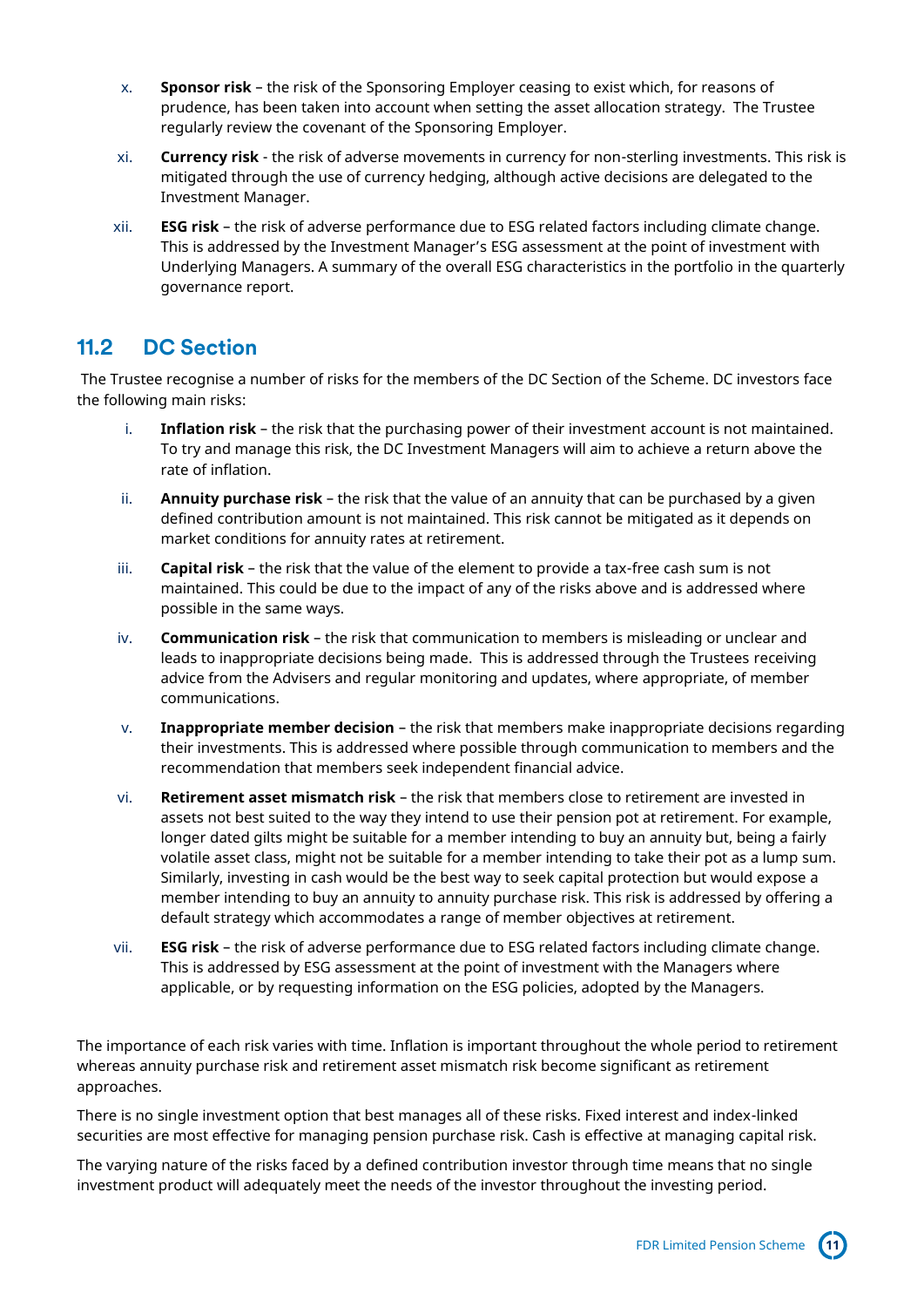x. **Sponsor risk** – the risk of the Sponsoring Employer ceasing to exist which, for reasons of prudence, has been taken into account when setting the asset allocation strategy. The Trustee regularly review the covenant of the Sponsoring Employer.

xi. **Currency risk** - the risk of adverse movements in currency for non-sterling investments. This risk is mitigated through the use of currency hedging, although active decisions are delegated to the Investment Manager.

xii. **ESG risk** – the risk of adverse performance due to ESG related factors including climate change. This is addressed by the Investment Manager's ESG assessment at the point of investment with Underlying Managers. A summary of the overall ESG characteristics in the portfolio in the quarterly governance report.

## 11.2 DC Section

The Trustee recognise a number of risks for the members of the DC Section of the Scheme. DC investors face the following main risks:

i. **Inflation risk** – the risk that the purchasing power of their investment account is not maintained. To try and manage this risk, the DC Investment Managers will aim to achieve a return above the rate of inflation.

ii. **Annuity purchase risk** – the risk that the value of an annuity that can be purchased by a given defined contribution amount is not maintained. This risk cannot be mitigated as it depends on market conditions for annuity rates at retirement.

iii. **Capital risk** – the risk that the value of the element to provide a tax-free cash sum is not maintained. This could be due to the impact of any of the risks above and is addressed where possible in the same ways.

iv. **Communication risk** – the risk that communication to members is misleading or unclear and leads to inappropriate decisions being made. This is addressed through the Trustees receiving advice from the Advisers and regular monitoring and updates, where appropriate, of member communications.

v. **Inappropriate member decision** – the risk that members make inappropriate decisions regarding their investments. This is addressed where possible through communication to members and the recommendation that members seek independent financial advice.

vi. **Retirement asset mismatch risk** – the risk that members close to retirement are invested in assets not best suited to the way they intend to use their pension pot at retirement. For example, longer dated gilts might be suitable for a member intending to buy an annuity but, being a fairly volatile asset class, might not be suitable for a member intending to take their pot as a lump sum. Similarly, investing in cash would be the best way to seek capital protection but would expose a member intending to buy an annuity to annuity purchase risk. This risk is addressed by offering a default strategy which accommodates a range of member objectives at retirement.

vii. **ESG risk** – the risk of adverse performance due to ESG related factors including climate change. This is addressed by ESG assessment at the point of investment with the Managers where applicable, or by requesting information on the ESG policies, adopted by the Managers.

The importance of each risk varies with time. Inflation is important throughout the whole period to retirement whereas annuity purchase risk and retirement asset mismatch risk become significant as retirement approaches.

There is no single investment option that best manages all of these risks. Fixed interest and index-linked securities are most effective for managing pension purchase risk. Cash is effective at managing capital risk.

The varying nature of the risks faced by a defined contribution investor through time means that no single investment product will adequately meet the needs of the investor throughout the investing period.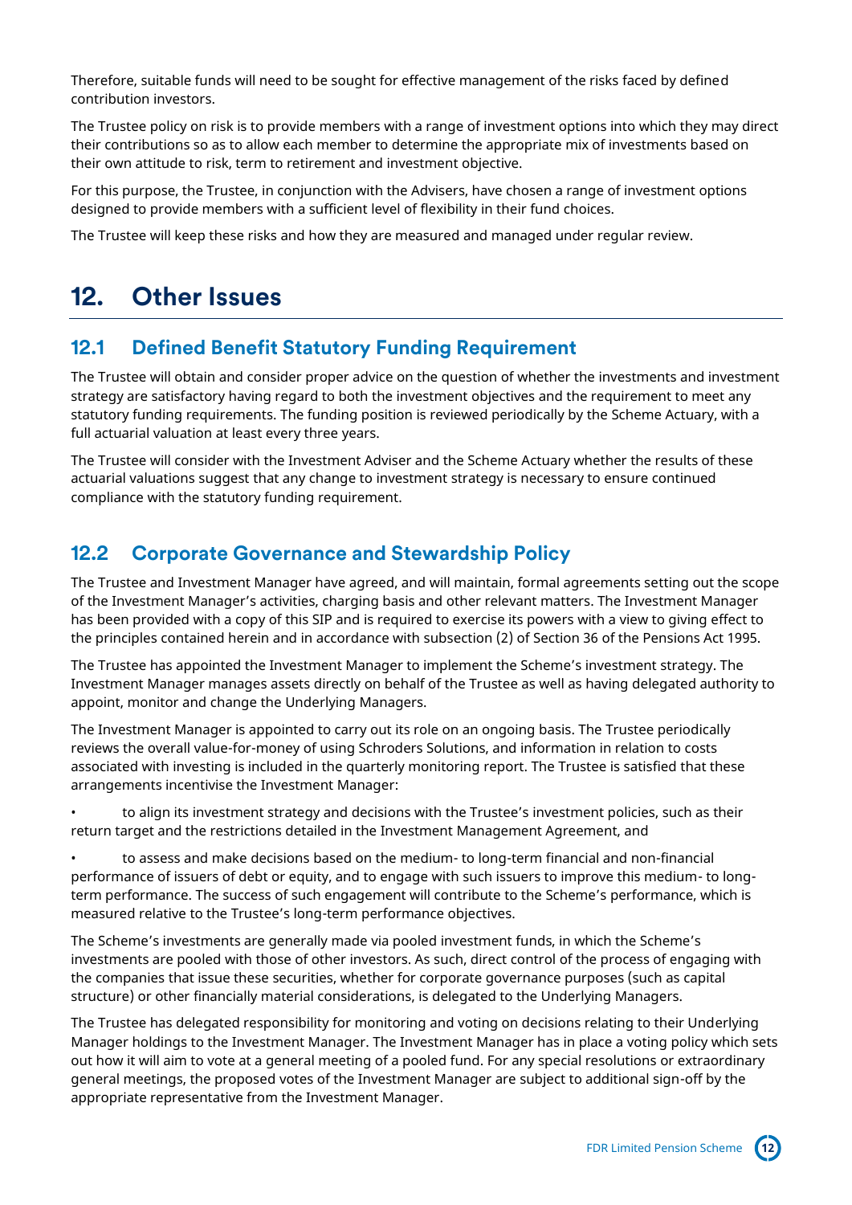Therefore, suitable funds will need to be sought for effective management of the risks faced by defined contribution investors.

The Trustee policy on risk is to provide members with a range of investment options into which they may direct their contributions so as to allow each member to determine the appropriate mix of investments based on their own attitude to risk, term to retirement and investment objective.

For this purpose, the Trustee, in conjunction with the Advisers, have chosen a range of investment options designed to provide members with a sufficient level of flexibility in their fund choices.

The Trustee will keep these risks and how they are measured and managed under regular review.

# 12. Other Issues

## 12.1 Defined Benefit Statutory Funding Requirement

The Trustee will obtain and consider proper advice on the question of whether the investments and investment strategy are satisfactory having regard to both the investment objectives and the requirement to meet any statutory funding requirements. The funding position is reviewed periodically by the Scheme Actuary, with a full actuarial valuation at least every three years.

The Trustee will consider with the Investment Adviser and the Scheme Actuary whether the results of these actuarial valuations suggest that any change to investment strategy is necessary to ensure continued compliance with the statutory funding requirement.

## 12.2 Corporate Governance and Stewardship Policy

The Trustee and Investment Manager have agreed, and will maintain, formal agreements setting out the scope of the Investment Manager's activities, charging basis and other relevant matters. The Investment Manager has been provided with a copy of this SIP and is required to exercise its powers with a view to giving effect to the principles contained herein and in accordance with subsection (2) of Section 36 of the Pensions Act 1995.

The Trustee has appointed the Investment Manager to implement the Scheme's investment strategy. The Investment Manager manages assets directly on behalf of the Trustee as well as having delegated authority to appoint, monitor and change the Underlying Managers.

The Investment Manager is appointed to carry out its role on an ongoing basis. The Trustee periodically reviews the overall value-for-money of using Schroders Solutions, and information in relation to costs associated with investing is included in the quarterly monitoring report. The Trustee is satisfied that these arrangements incentivise the Investment Manager:

- to align its investment strategy and decisions with the Trustee's investment policies, such as their return target and the restrictions detailed in the Investment Management Agreement, and
- to assess and make decisions based on the medium- to long-term financial and non-financial performance of issuers of debt or equity, and to engage with such issuers to improve this medium- to long-term performance. The success of such engagement will contribute to the Scheme's performance, which is measured relative to the Trustee's long-term performance objectives.

The Scheme's investments are generally made via pooled investment funds, in which the Scheme's investments are pooled with those of other investors. As such, direct control of the process of engaging with the companies that issue these securities, whether for corporate governance purposes (such as capital structure) or other financially material considerations, is delegated to the Underlying Managers.

The Trustee has delegated responsibility for monitoring and voting on decisions relating to their Underlying Manager holdings to the Investment Manager. The Investment Manager has in place a voting policy which sets out how it will aim to vote at a general meeting of a pooled fund. For any special resolutions or extraordinary general meetings, the proposed votes of the Investment Manager are subject to additional sign-off by the appropriate representative from the Investment Manager.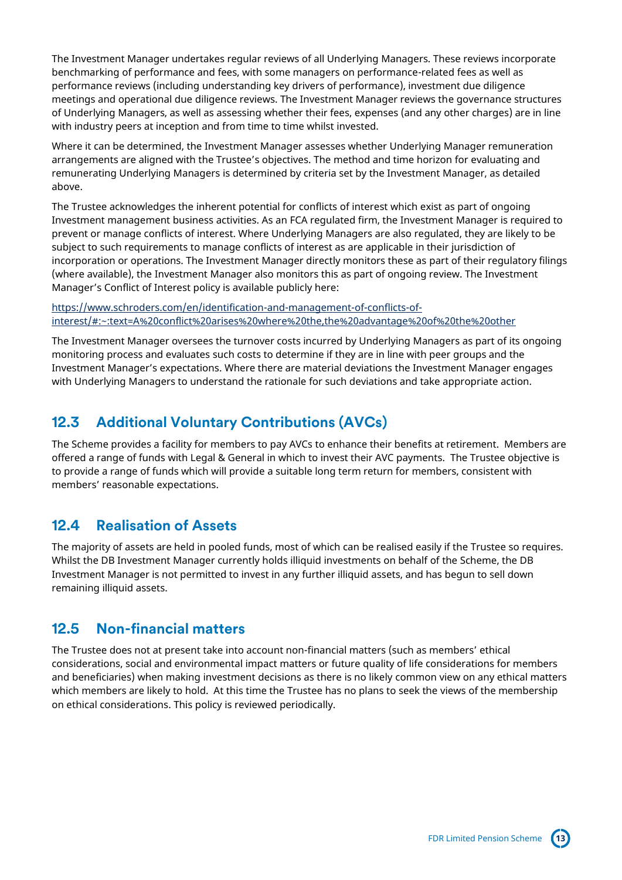The Investment Manager undertakes regular reviews of all Underlying Managers. These reviews incorporate benchmarking of performance and fees, with some managers on performance-related fees as well as performance reviews (including understanding key drivers of performance), investment due diligence meetings and operational due diligence reviews. The Investment Manager reviews the governance structures of Underlying Managers, as well as assessing whether their fees, expenses (and any other charges) are in line with industry peers at inception and from time to time whilst invested.

Where it can be determined, the Investment Manager assesses whether Underlying Manager remuneration arrangements are aligned with the Trustee's objectives. The method and time horizon for evaluating and remunerating Underlying Managers is determined by criteria set by the Investment Manager, as detailed above.

The Trustee acknowledges the inherent potential for conflicts of interest which exist as part of ongoing Investment management business activities. As an FCA regulated firm, the Investment Manager is required to prevent or manage conflicts of interest. Where Underlying Managers are also regulated, they are likely to be subject to such requirements to manage conflicts of interest as are applicable in their jurisdiction of incorporation or operations. The Investment Manager directly monitors these as part of their regulatory filings (where available), the Investment Manager also monitors this as part of ongoing review. The Investment Manager's Conflict of Interest policy is available publicly here:

https://www.schroders.com/en/identification-and-management-of-conflicts-of-interest/#:~:text=A%20conflict%20arises%20where%20the,the%20advantage%20of%20the%20other

The Investment Manager oversees the turnover costs incurred by Underlying Managers as part of its ongoing monitoring process and evaluates such costs to determine if they are in line with peer groups and the Investment Manager's expectations. Where there are material deviations the Investment Manager engages with Underlying Managers to understand the rationale for such deviations and take appropriate action.

## 12.3 Additional Voluntary Contributions (AVCs)

The Scheme provides a facility for members to pay AVCs to enhance their benefits at retirement. Members are offered a range of funds with Legal & General in which to invest their AVC payments. The Trustee objective is to provide a range of funds which will provide a suitable long term return for members, consistent with members' reasonable expectations.

## 12.4 Realisation of Assets

The majority of assets are held in pooled funds, most of which can be realised easily if the Trustee so requires. Whilst the DB Investment Manager currently holds illiquid investments on behalf of the Scheme, the DB Investment Manager is not permitted to invest in any further illiquid assets, and has begun to sell down remaining illiquid assets.

## 12.5 Non-financial matters

The Trustee does not at present take into account non-financial matters (such as members' ethical considerations, social and environmental impact matters or future quality of life considerations for members and beneficiaries) when making investment decisions as there is no likely common view on any ethical matters which members are likely to hold. At this time the Trustee has no plans to seek the views of the membership on ethical considerations. This policy is reviewed periodically.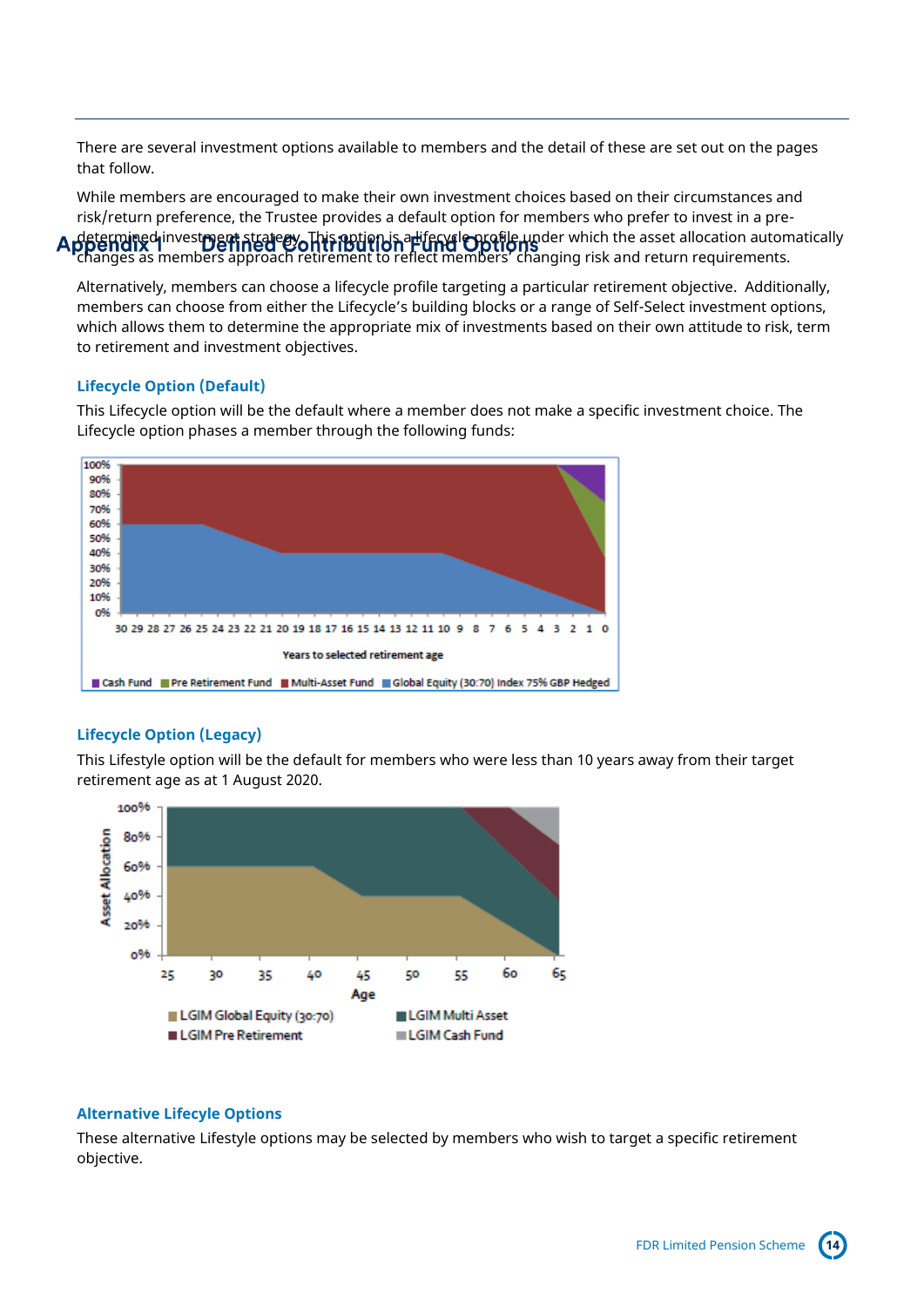# Appendix 1 Defined Contribution Fund Options

There are several investment options available to members and the detail of these are set out on the pages that follow.

While members are encouraged to make their own investment choices based on their circumstances and risk/return preference, the Trustee provides a default option for members who prefer to invest in a pre-determined investment strategy. This option is a lifecycle profile under which the asset allocation automatically changes as members approach retirement to reflect members' changing risk and return requirements.

Alternatively, members can choose a lifecycle profile targeting a particular retirement objective. Additionally, members can choose from either the Lifecycle's building blocks or a range of Self-Select investment options, which allows them to determine the appropriate mix of investments based on their own attitude to risk, term to retirement and investment objectives.

### Lifecycle Option (Default)

This Lifecycle option will be the default where a member does not make a specific investment choice. The Lifecycle option phases a member through the following funds:

### Lifecycle Option (Legacy)

This Lifestyle option will be the default for members who were less than 10 years away from their target retirement age as at 1 August 2020.

### Alternative Lifecycle Options

These alternative Lifestyle options may be selected by members who wish to target a specific retirement objective.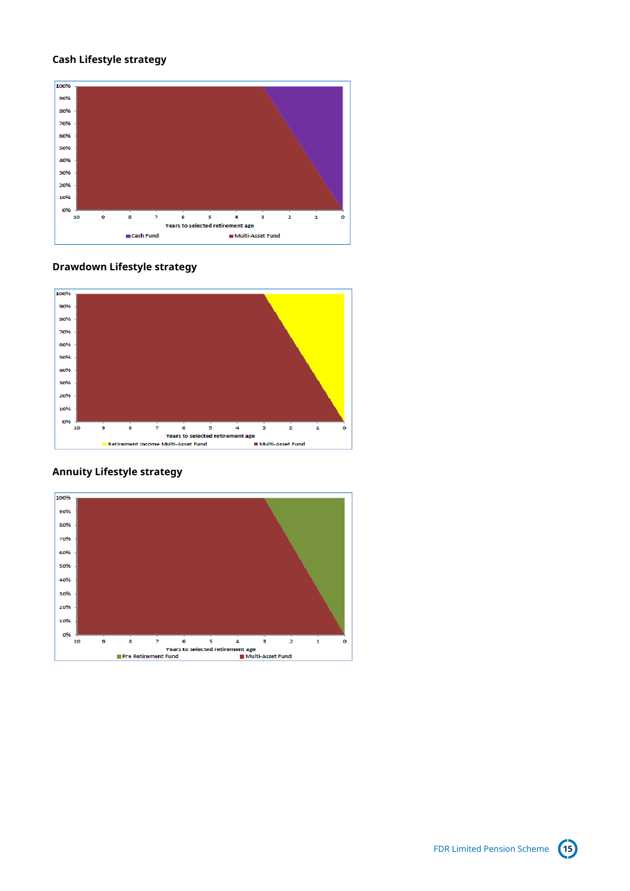### Cash Lifestyle strategy

### Drawdown Lifestyle strategy

### Annuity Lifestyle strategy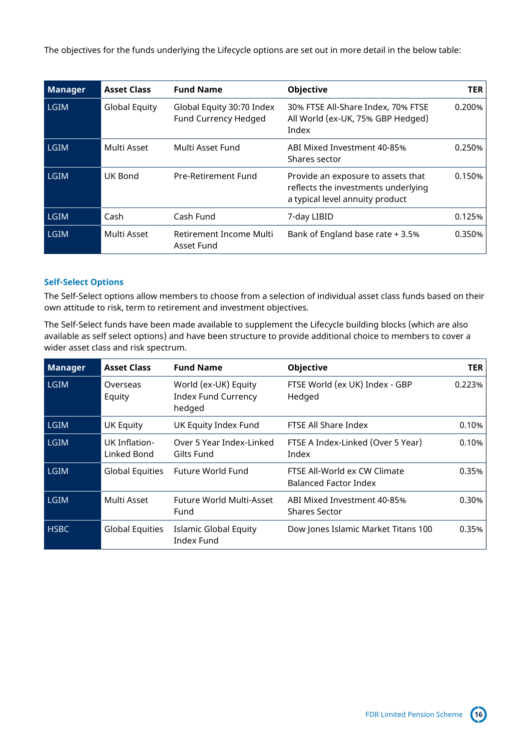The objectives for the funds underlying the Lifecycle options are set out in more detail in the below table:

| Manager | Asset Class | Fund Name | Objective | TER |
|---|---|---|---|---|
| LGIM | Global Equity | Global Equity 30:70 Index Fund Currency Hedged | 30% FTSE All-Share Index, 70% FTSE All World (ex-UK, 75% GBP Hedged) Index | 0.200% |
| LGIM | Multi Asset | Multi Asset Fund | ABI Mixed Investment 40-85% Shares sector | 0.250% |
| LGIM | UK Bond | Pre-Retirement Fund | Provide an exposure to assets that reflects the investments underlying a typical level annuity product | 0.150% |
| LGIM | Cash | Cash Fund | 7-day LIBID | 0.125% |
| LGIM | Multi Asset | Retirement Income Multi Asset Fund | Bank of England base rate + 3.5% | 0.350% |

### Self-Select Options

The Self-Select options allow members to choose from a selection of individual asset class funds based on their own attitude to risk, term to retirement and investment objectives.

The Self-Select funds have been made available to supplement the Lifecycle building blocks (which are also available as self select options) and have been structure to provide additional choice to members to cover a wider asset class and risk spectrum.

| Manager | Asset Class | Fund Name | Objective | TER |
|---|---|---|---|---|
| LGIM | Overseas Equity | World (ex-UK) Equity Index Fund Currency hedged | FTSE World (ex UK) Index - GBP Hedged | 0.223% |
| LGIM | UK Equity | UK Equity Index Fund | FTSE All Share Index | 0.10% |
| LGIM | UK Inflation-Linked Bond | Over 5 Year Index-Linked Gilts Fund | FTSE A Index-Linked (Over 5 Year) Index | 0.10% |
| LGIM | Global Equities | Future World Fund | FTSE All-World ex CW Climate Balanced Factor Index | 0.35% |
| LGIM | Multi Asset | Future World Multi-Asset Fund | ABI Mixed Investment 40-85% Shares Sector | 0.30% |
| HSBC | Global Equities | Islamic Global Equity Index Fund | Dow Jones Islamic Market Titans 100 | 0.35% |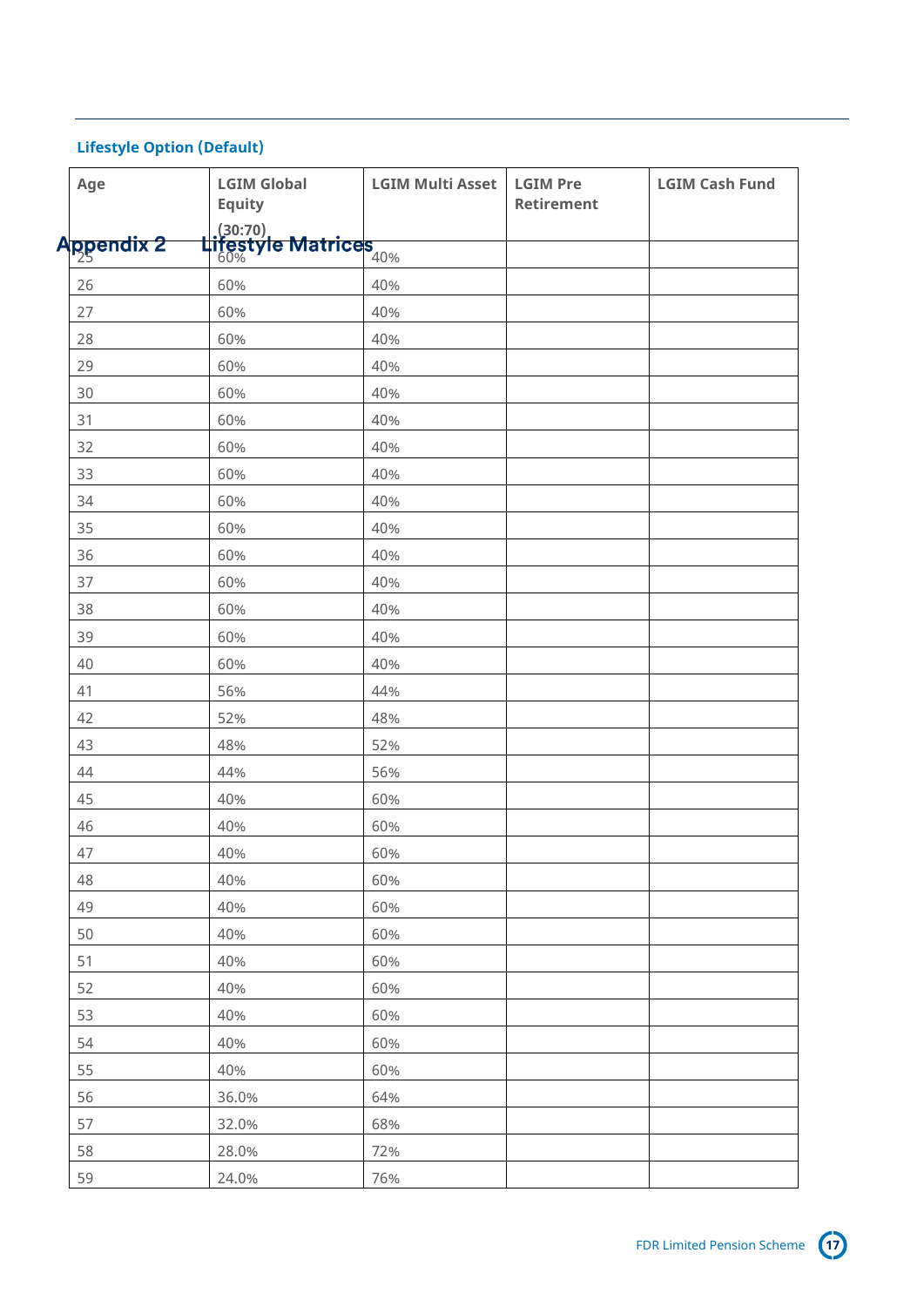# Appendix 2 Lifestyle Matrices

### Lifestyle Option (Default)

| Age | LGIM Global Equity (30:70) | LGIM Multi Asset | LGIM Pre Retirement | LGIM Cash Fund |
|---|---|---|---|---|
| 25 | 60% | 40% | | |
| 26 | 60% | 40% | | |
| 27 | 60% | 40% | | |
| 28 | 60% | 40% | | |
| 29 | 60% | 40% | | |
| 30 | 60% | 40% | | |
| 31 | 60% | 40% | | |
| 32 | 60% | 40% | | |
| 33 | 60% | 40% | | |
| 34 | 60% | 40% | | |
| 35 | 60% | 40% | | |
| 36 | 60% | 40% | | |
| 37 | 60% | 40% | | |
| 38 | 60% | 40% | | |
| 39 | 60% | 40% | | |
| 40 | 60% | 40% | | |
| 41 | 56% | 44% | | |
| 42 | 52% | 48% | | |
| 43 | 48% | 52% | | |
| 44 | 44% | 56% | | |
| 45 | 40% | 60% | | |
| 46 | 40% | 60% | | |
| 47 | 40% | 60% | | |
| 48 | 40% | 60% | | |
| 49 | 40% | 60% | | |
| 50 | 40% | 60% | | |
| 51 | 40% | 60% | | |
| 52 | 40% | 60% | | |
| 53 | 40% | 60% | | |
| 54 | 40% | 60% | | |
| 55 | 40% | 60% | | |
| 56 | 36.0% | 64% | | |
| 57 | 32.0% | 68% | | |
| 58 | 28.0% | 72% | | |
| 59 | 24.0% | 76% | | |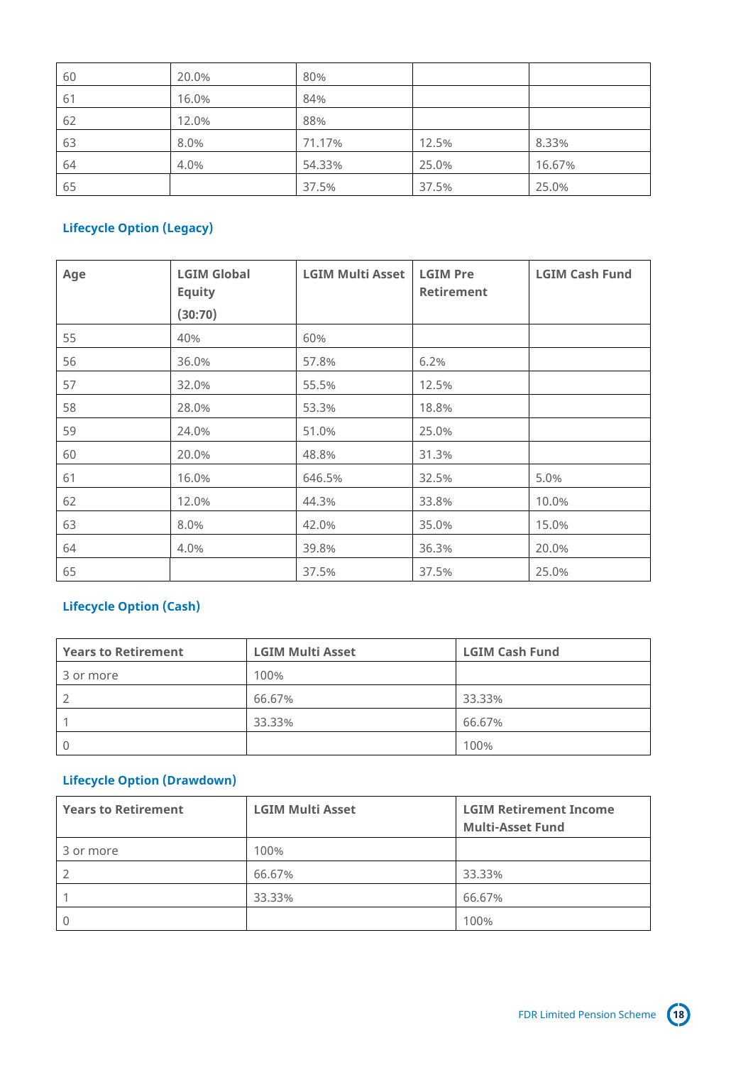| | | | | |
|---|---|---|---|---|
| 60 | 20.0% | 80% | | |
| 61 | 16.0% | 84% | | |
| 62 | 12.0% | 88% | | |
| 63 | 8.0% | 71.17% | 12.5% | 8.33% |
| 64 | 4.0% | 54.33% | 25.0% | 16.67% |
| 65 | | 37.5% | 37.5% | 25.0% |

### Lifecycle Option (Legacy)

| Age | LGIM Global Equity (30:70) | LGIM Multi Asset | LGIM Pre Retirement | LGIM Cash Fund |
|---|---|---|---|---|
| 55 | 40% | 60% | | |
| 56 | 36.0% | 57.8% | 6.2% | |
| 57 | 32.0% | 55.5% | 12.5% | |
| 58 | 28.0% | 53.3% | 18.8% | |
| 59 | 24.0% | 51.0% | 25.0% | |
| 60 | 20.0% | 48.8% | 31.3% | |
| 61 | 16.0% | 646.5% | 32.5% | 5.0% |
| 62 | 12.0% | 44.3% | 33.8% | 10.0% |
| 63 | 8.0% | 42.0% | 35.0% | 15.0% |
| 64 | 4.0% | 39.8% | 36.3% | 20.0% |
| 65 | | 37.5% | 37.5% | 25.0% |

### Lifecycle Option (Cash)

| Years to Retirement | LGIM Multi Asset | LGIM Cash Fund |
|---|---|---|
| 3 or more | 100% | |
| 2 | 66.67% | 33.33% |
| 1 | 33.33% | 66.67% |
| 0 | | 100% |

### Lifecycle Option (Drawdown)

| Years to Retirement | LGIM Multi Asset | LGIM Retirement Income Multi-Asset Fund |
|---|---|---|
| 3 or more | 100% | |
| 2 | 66.67% | 33.33% |
| 1 | 33.33% | 66.67% |
| 0 | | 100% |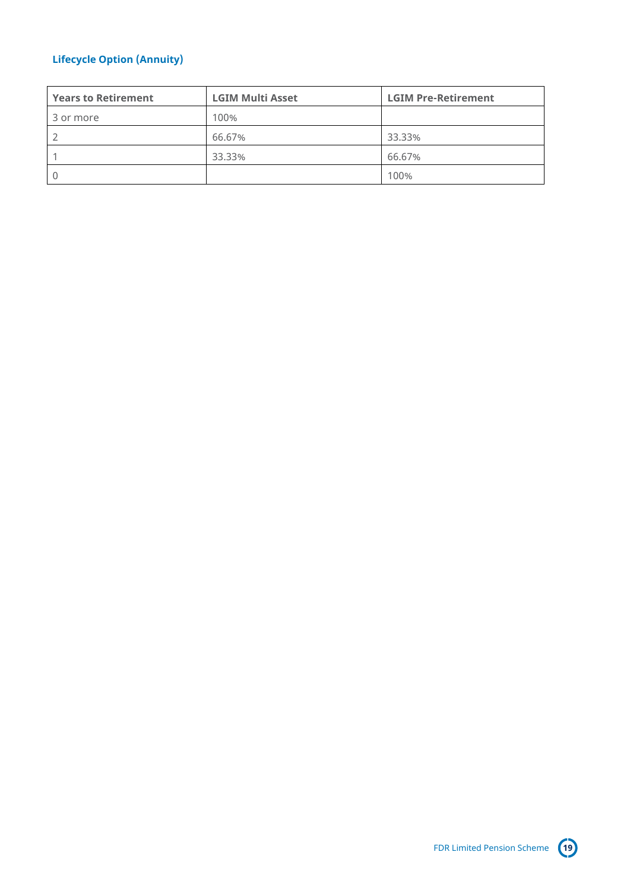### Lifecycle Option (Annuity)

| Years to Retirement | LGIM Multi Asset | LGIM Pre-Retirement |
| --- | --- | --- |
| 3 or more | 100% | |
| 2 | 66.67% | 33.33% |
| 1 | 33.33% | 66.67% |
| 0 | | 100% |